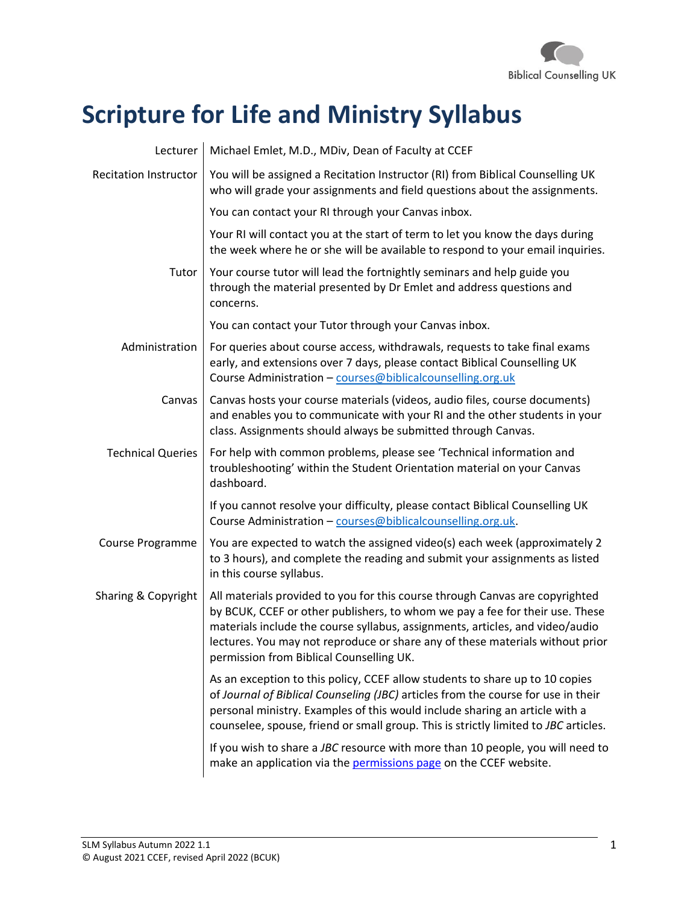# Scripture for Life and Ministry Syllabus

| | |
|---|---|
| Lecturer | Michael Emlet, M.D., MDiv, Dean of Faculty at CCEF |
| Recitation Instructor | You will be assigned a Recitation Instructor (RI) from Biblical Counselling UK who will grade your assignments and field questions about the assignments. |
| | You can contact your RI through your Canvas inbox. |
| | Your RI will contact you at the start of term to let you know the days during the week where he or she will be available to respond to your email inquiries. |
| Tutor | Your course tutor will lead the fortnightly seminars and help guide you through the material presented by Dr Emlet and address questions and concerns. |
| | You can contact your Tutor through your Canvas inbox. |
| Administration | For queries about course access, withdrawals, requests to take final exams early, and extensions over 7 days, please contact Biblical Counselling UK Course Administration – courses@biblicalcounselling.org.uk |
| Canvas | Canvas hosts your course materials (videos, audio files, course documents) and enables you to communicate with your RI and the other students in your class. Assignments should always be submitted through Canvas. |
| Technical Queries | For help with common problems, please see 'Technical information and troubleshooting' within the Student Orientation material on your Canvas dashboard. |
| | If you cannot resolve your difficulty, please contact Biblical Counselling UK Course Administration – courses@biblicalcounselling.org.uk. |
| Course Programme | You are expected to watch the assigned video(s) each week (approximately 2 to 3 hours), and complete the reading and submit your assignments as listed in this course syllabus. |
| Sharing & Copyright | All materials provided to you for this course through Canvas are copyrighted by BCUK, CCEF or other publishers, to whom we pay a fee for their use. These materials include the course syllabus, assignments, articles, and video/audio lectures. You may not reproduce or share any of these materials without prior permission from Biblical Counselling UK. |
| | As an exception to this policy, CCEF allow students to share up to 10 copies of *Journal of Biblical Counseling (JBC)* articles from the course for use in their personal ministry. Examples of this would include sharing an article with a counselee, spouse, friend or small group. This is strictly limited to *JBC* articles. |
| | If you wish to share a *JBC* resource with more than 10 people, you will need to make an application via the permissions page on the CCEF website. |

SLM Syllabus Autumn 2022 1.1
© August 2021 CCEF, revised April 2022 (BCUK)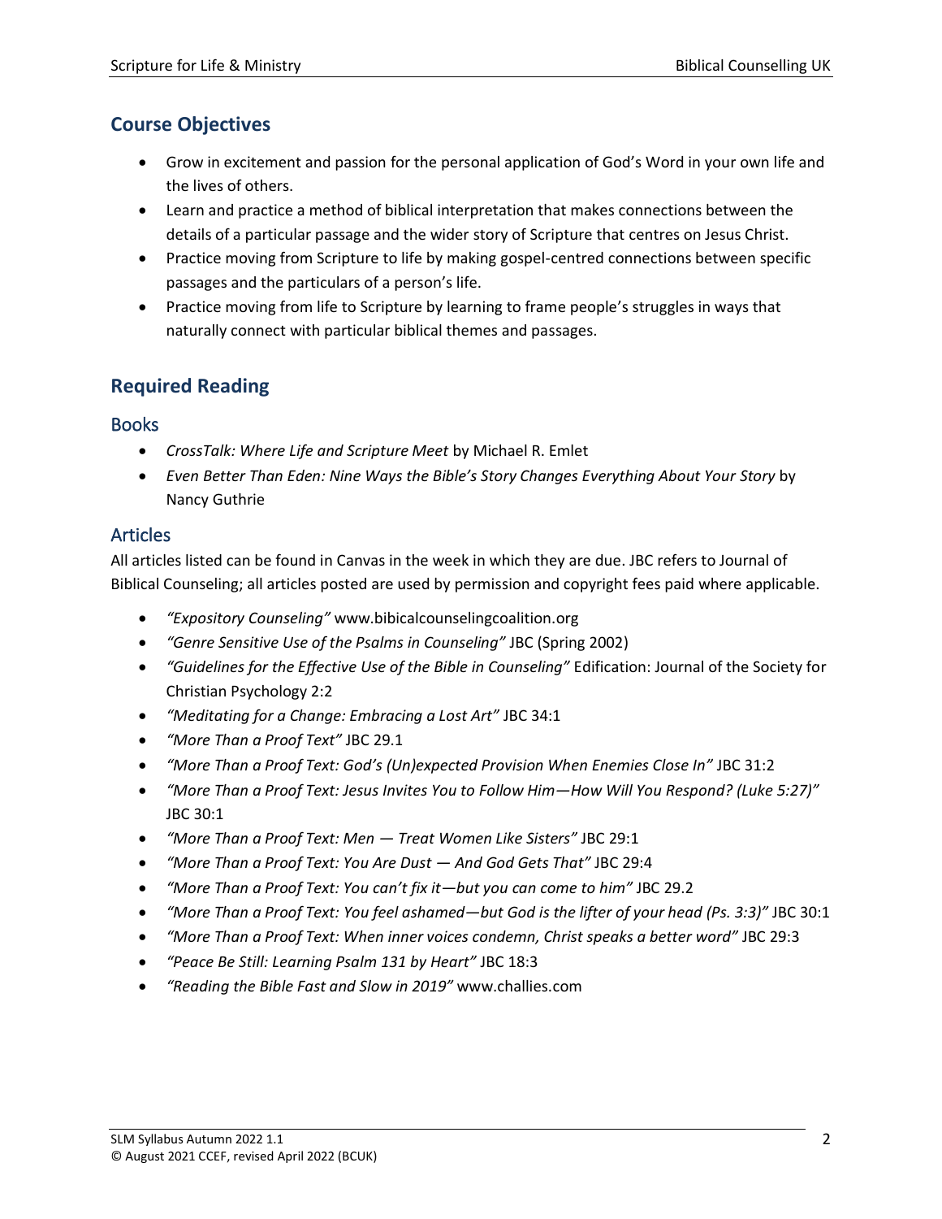## Course Objectives

- Grow in excitement and passion for the personal application of God's Word in your own life and the lives of others.
- Learn and practice a method of biblical interpretation that makes connections between the details of a particular passage and the wider story of Scripture that centres on Jesus Christ.
- Practice moving from Scripture to life by making gospel-centred connections between specific passages and the particulars of a person's life.
- Practice moving from life to Scripture by learning to frame people's struggles in ways that naturally connect with particular biblical themes and passages.

## Required Reading

### Books

- *CrossTalk: Where Life and Scripture Meet* by Michael R. Emlet
- *Even Better Than Eden: Nine Ways the Bible's Story Changes Everything About Your Story* by Nancy Guthrie

### Articles

All articles listed can be found in Canvas in the week in which they are due. JBC refers to Journal of Biblical Counseling; all articles posted are used by permission and copyright fees paid where applicable.

- *"Expository Counseling"* www.bibicalcounselingcoalition.org
- *"Genre Sensitive Use of the Psalms in Counseling"* JBC (Spring 2002)
- *"Guidelines for the Effective Use of the Bible in Counseling"* Edification: Journal of the Society for Christian Psychology 2:2
- *"Meditating for a Change: Embracing a Lost Art"* JBC 34:1
- *"More Than a Proof Text"* JBC 29.1
- *"More Than a Proof Text: God's (Un)expected Provision When Enemies Close In"* JBC 31:2
- *"More Than a Proof Text: Jesus Invites You to Follow Him—How Will You Respond? (Luke 5:27)"* JBC 30:1
- *"More Than a Proof Text: Men — Treat Women Like Sisters"* JBC 29:1
- *"More Than a Proof Text: You Are Dust — And God Gets That"* JBC 29:4
- *"More Than a Proof Text: You can't fix it—but you can come to him"* JBC 29.2
- *"More Than a Proof Text: You feel ashamed—but God is the lifter of your head (Ps. 3:3)"* JBC 30:1
- *"More Than a Proof Text: When inner voices condemn, Christ speaks a better word"* JBC 29:3
- *"Peace Be Still: Learning Psalm 131 by Heart"* JBC 18:3
- *"Reading the Bible Fast and Slow in 2019"* www.challies.com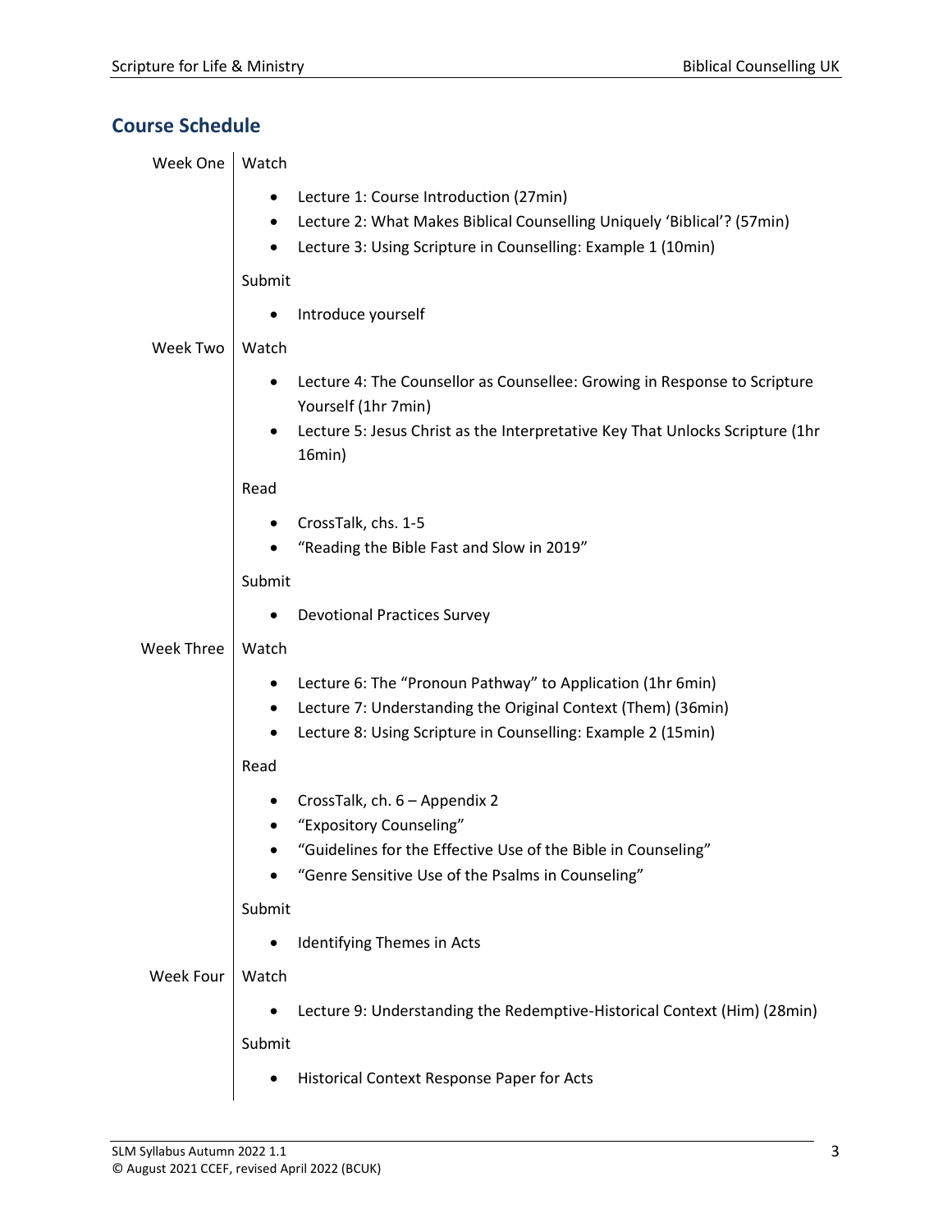## Course Schedule

### Week One

Watch

- Lecture 1: Course Introduction (27min)
- Lecture 2: What Makes Biblical Counselling Uniquely 'Biblical'? (57min)
- Lecture 3: Using Scripture in Counselling: Example 1 (10min)

Submit

- Introduce yourself

### Week Two

Watch

- Lecture 4: The Counsellor as Counsellee: Growing in Response to Scripture Yourself (1hr 7min)
- Lecture 5: Jesus Christ as the Interpretative Key That Unlocks Scripture (1hr 16min)

Read

- CrossTalk, chs. 1-5
- "Reading the Bible Fast and Slow in 2019"

Submit

- Devotional Practices Survey

### Week Three

Watch

- Lecture 6: The "Pronoun Pathway" to Application (1hr 6min)
- Lecture 7: Understanding the Original Context (Them) (36min)
- Lecture 8: Using Scripture in Counselling: Example 2 (15min)

Read

- CrossTalk, ch. 6 – Appendix 2
- "Expository Counseling"
- "Guidelines for the Effective Use of the Bible in Counseling"
- "Genre Sensitive Use of the Psalms in Counseling"

Submit

- Identifying Themes in Acts

### Week Four

Watch

- Lecture 9: Understanding the Redemptive-Historical Context (Him) (28min)

Submit

- Historical Context Response Paper for Acts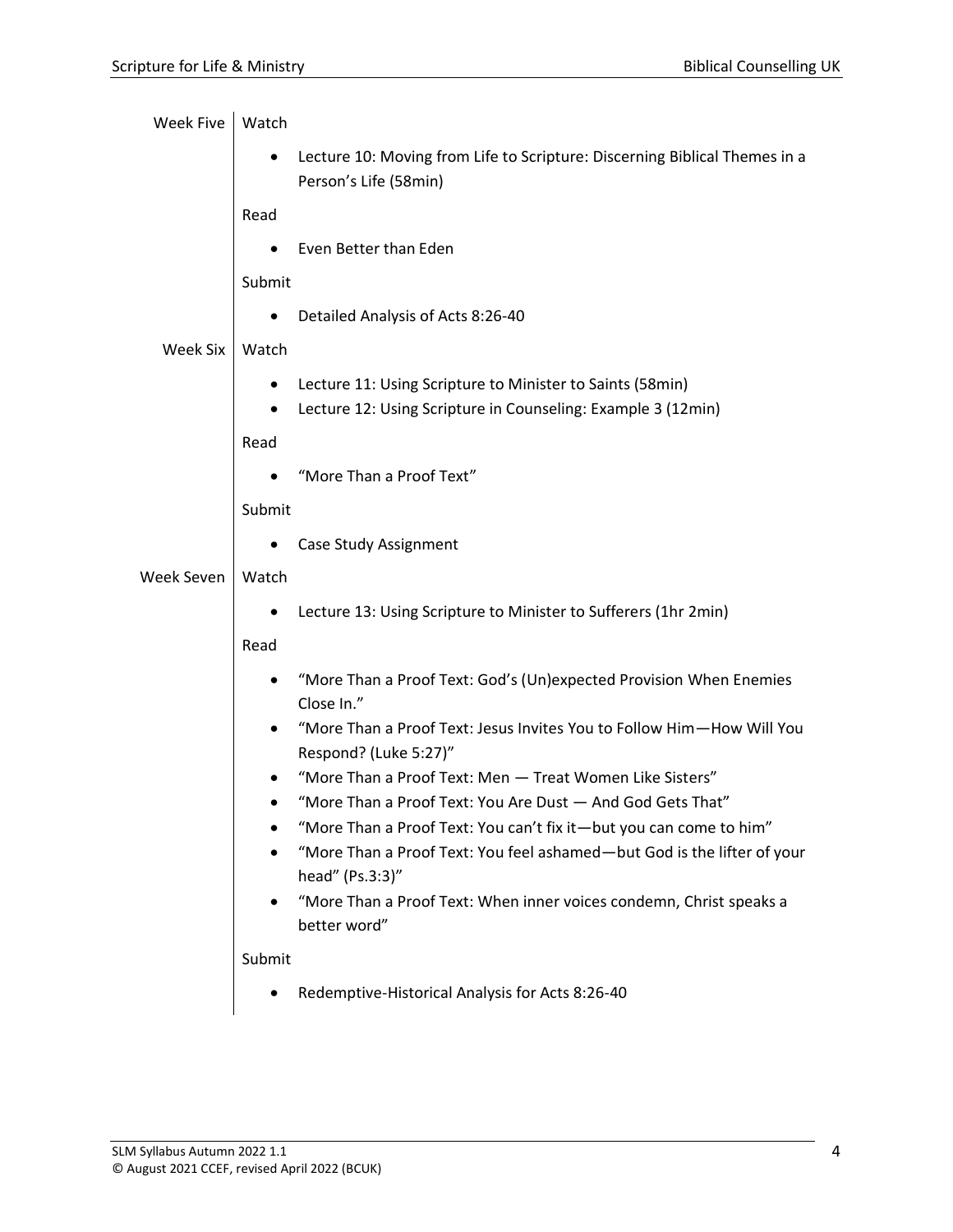| | |
|---|---|
| Week Five | **Watch**<br>• Lecture 10: Moving from Life to Scripture: Discerning Biblical Themes in a Person's Life (58min)<br>**Read**<br>• Even Better than Eden<br>**Submit**<br>• Detailed Analysis of Acts 8:26-40 |
| Week Six | **Watch**<br>• Lecture 11: Using Scripture to Minister to Saints (58min)<br>• Lecture 12: Using Scripture in Counseling: Example 3 (12min)<br>**Read**<br>• "More Than a Proof Text"<br>**Submit**<br>• Case Study Assignment |
| Week Seven | **Watch**<br>• Lecture 13: Using Scripture to Minister to Sufferers (1hr 2min)<br>**Read**<br>• "More Than a Proof Text: God's (Un)expected Provision When Enemies Close In."<br>• "More Than a Proof Text: Jesus Invites You to Follow Him—How Will You Respond? (Luke 5:27)"<br>• "More Than a Proof Text: Men — Treat Women Like Sisters"<br>• "More Than a Proof Text: You Are Dust — And God Gets That"<br>• "More Than a Proof Text: You can't fix it—but you can come to him"<br>• "More Than a Proof Text: You feel ashamed—but God is the lifter of your head" (Ps.3:3)"<br>• "More Than a Proof Text: When inner voices condemn, Christ speaks a better word"<br>**Submit**<br>• Redemptive-Historical Analysis for Acts 8:26-40 |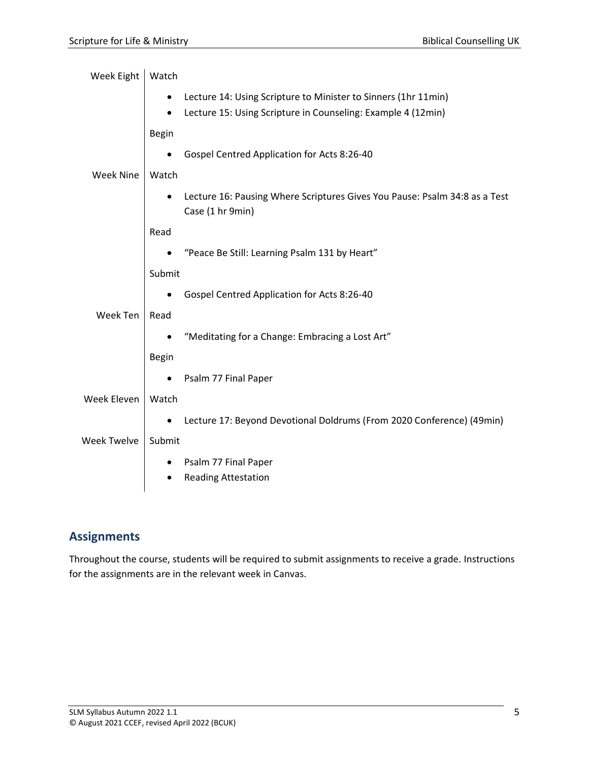| | |
|---|---|
| Week Eight | Watch<br>• Lecture 14: Using Scripture to Minister to Sinners (1hr 11min)<br>• Lecture 15: Using Scripture in Counseling: Example 4 (12min)<br>Begin<br>• Gospel Centred Application for Acts 8:26-40 |
| Week Nine | Watch<br>• Lecture 16: Pausing Where Scriptures Gives You Pause: Psalm 34:8 as a Test Case (1 hr 9min)<br>Read<br>• "Peace Be Still: Learning Psalm 131 by Heart"<br>Submit<br>• Gospel Centred Application for Acts 8:26-40 |
| Week Ten | Read<br>• "Meditating for a Change: Embracing a Lost Art"<br>Begin<br>• Psalm 77 Final Paper |
| Week Eleven | Watch<br>• Lecture 17: Beyond Devotional Doldrums (From 2020 Conference) (49min) |
| Week Twelve | Submit<br>• Psalm 77 Final Paper<br>• Reading Attestation |

## Assignments

Throughout the course, students will be required to submit assignments to receive a grade. Instructions for the assignments are in the relevant week in Canvas.

SLM Syllabus Autumn 2022 1.1
© August 2021 CCEF, revised April 2022 (BCUK)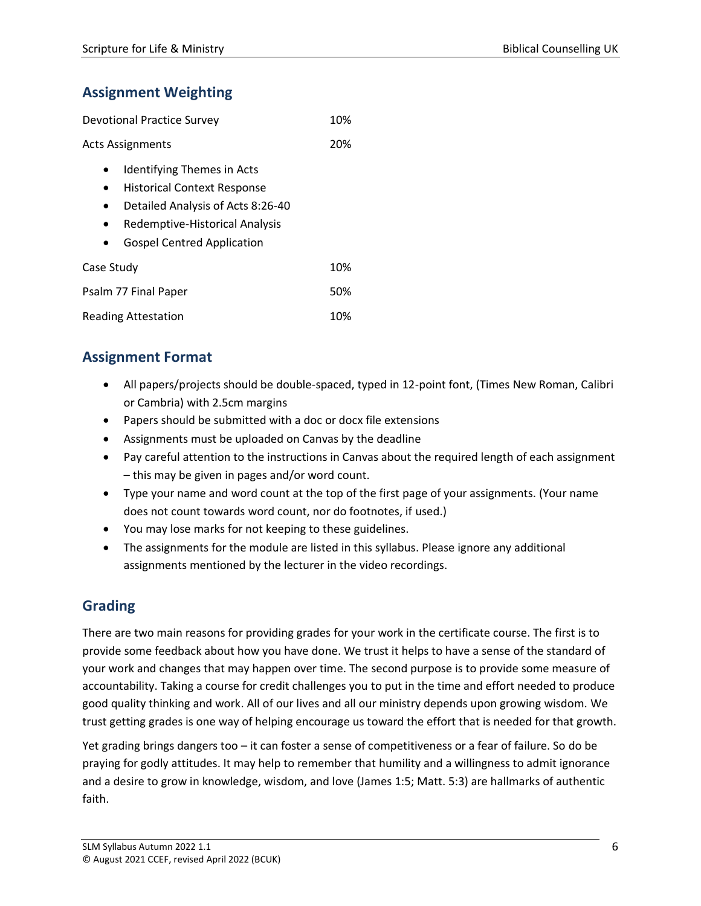## Assignment Weighting

| | |
|---|---|
| Devotional Practice Survey | 10% |
| Acts Assignments | 20% |

- Identifying Themes in Acts
- Historical Context Response
- Detailed Analysis of Acts 8:26-40
- Redemptive-Historical Analysis
- Gospel Centred Application

| | |
|---|---|
| Case Study | 10% |
| Psalm 77 Final Paper | 50% |
| Reading Attestation | 10% |

## Assignment Format

- All papers/projects should be double-spaced, typed in 12-point font, (Times New Roman, Calibri or Cambria) with 2.5cm margins
- Papers should be submitted with a doc or docx file extensions
- Assignments must be uploaded on Canvas by the deadline
- Pay careful attention to the instructions in Canvas about the required length of each assignment – this may be given in pages and/or word count.
- Type your name and word count at the top of the first page of your assignments. (Your name does not count towards word count, nor do footnotes, if used.)
- You may lose marks for not keeping to these guidelines.
- The assignments for the module are listed in this syllabus. Please ignore any additional assignments mentioned by the lecturer in the video recordings.

## Grading

There are two main reasons for providing grades for your work in the certificate course. The first is to provide some feedback about how you have done. We trust it helps to have a sense of the standard of your work and changes that may happen over time. The second purpose is to provide some measure of accountability. Taking a course for credit challenges you to put in the time and effort needed to produce good quality thinking and work. All of our lives and all our ministry depends upon growing wisdom. We trust getting grades is one way of helping encourage us toward the effort that is needed for that growth.

Yet grading brings dangers too – it can foster a sense of competitiveness or a fear of failure. So do be praying for godly attitudes. It may help to remember that humility and a willingness to admit ignorance and a desire to grow in knowledge, wisdom, and love (James 1:5; Matt. 5:3) are hallmarks of authentic faith.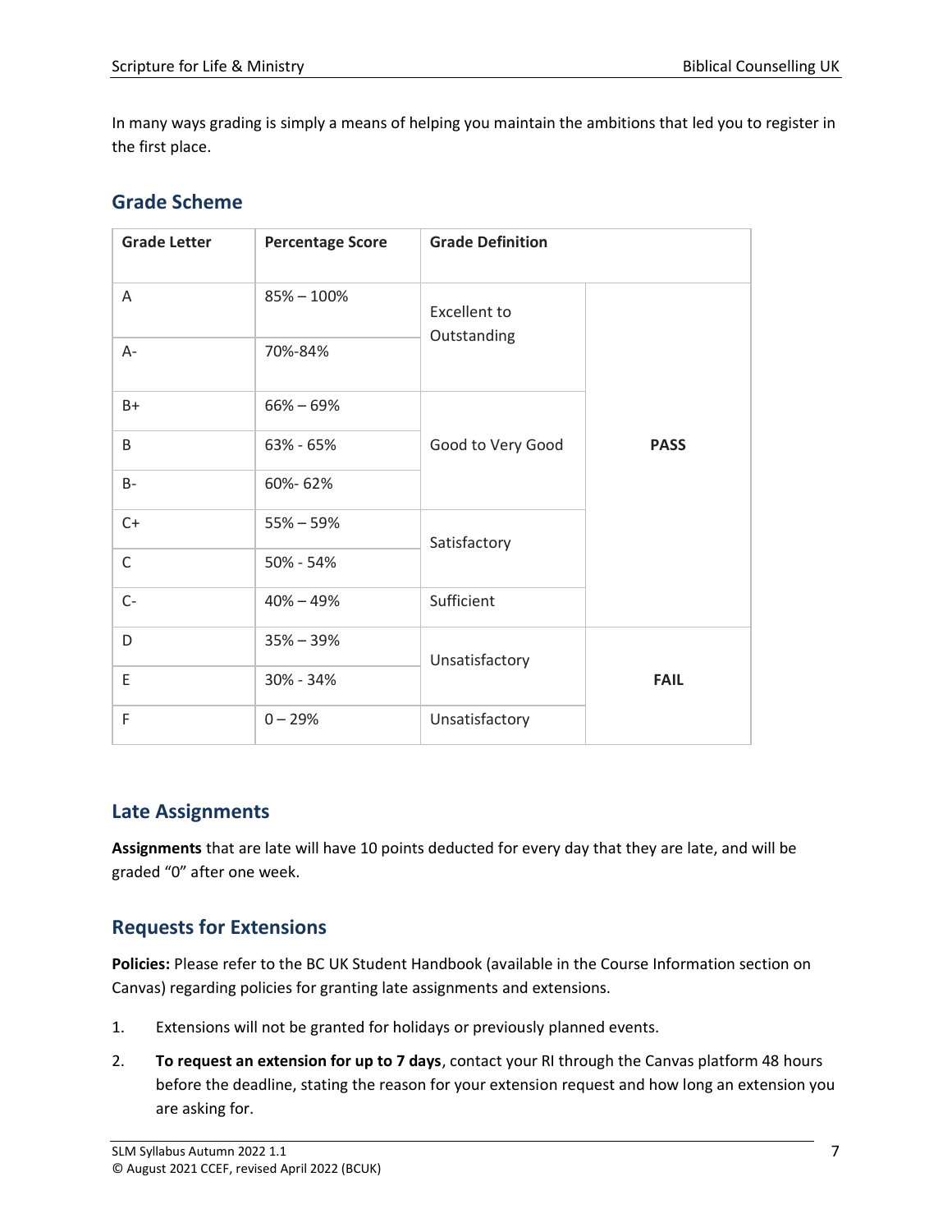In many ways grading is simply a means of helping you maintain the ambitions that led you to register in the first place.

## Grade Scheme

| Grade Letter | Percentage Score | Grade Definition | |
|---|---|---|---|
| A | 85% – 100% | Excellent to Outstanding | PASS |
| A- | 70%-84% | | |
| B+ | 66% – 69% | Good to Very Good | |
| B | 63% - 65% | | |
| B- | 60%- 62% | | |
| C+ | 55% – 59% | Satisfactory | |
| C | 50% - 54% | | |
| C- | 40% – 49% | Sufficient | |
| D | 35% – 39% | Unsatisfactory | FAIL |
| E | 30% - 34% | | |
| F | 0 – 29% | Unsatisfactory | |

## Late Assignments

**Assignments** that are late will have 10 points deducted for every day that they are late, and will be graded "0" after one week.

## Requests for Extensions

**Policies:** Please refer to the BC UK Student Handbook (available in the Course Information section on Canvas) regarding policies for granting late assignments and extensions.

1. Extensions will not be granted for holidays or previously planned events.
2. **To request an extension for up to 7 days**, contact your RI through the Canvas platform 48 hours before the deadline, stating the reason for your extension request and how long an extension you are asking for.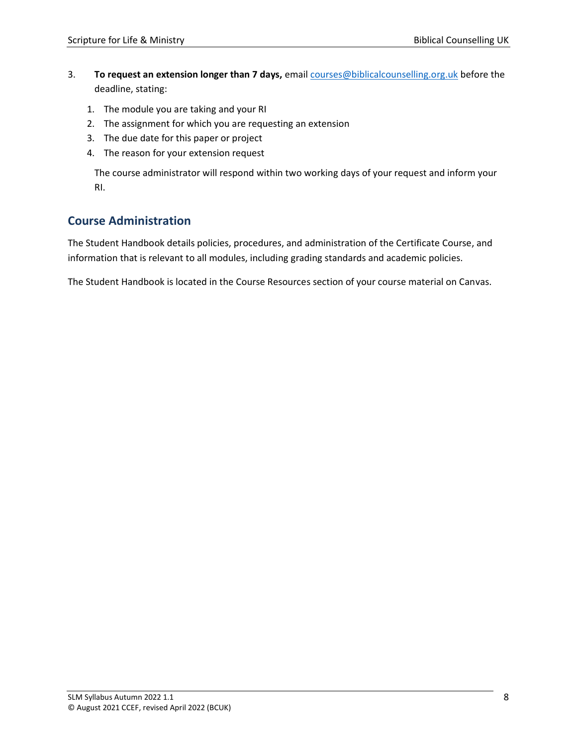3. **To request an extension longer than 7 days,** email courses@biblicalcounselling.org.uk before the deadline, stating:

    1. The module you are taking and your RI
    2. The assignment for which you are requesting an extension
    3. The due date for this paper or project
    4. The reason for your extension request

    The course administrator will respond within two working days of your request and inform your RI.

## Course Administration

The Student Handbook details policies, procedures, and administration of the Certificate Course, and information that is relevant to all modules, including grading standards and academic policies.

The Student Handbook is located in the Course Resources section of your course material on Canvas.